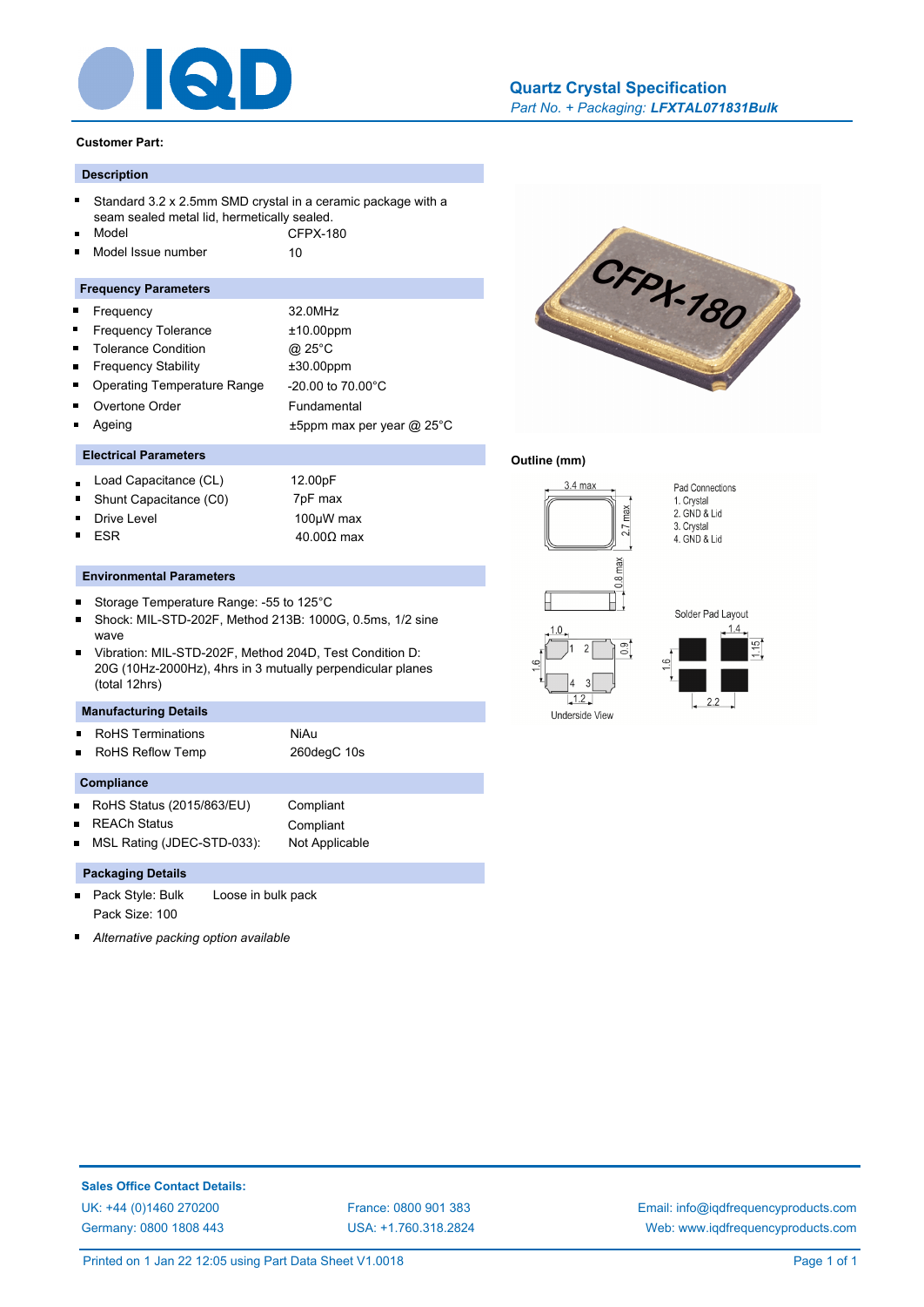# Quartz Crystal Specification

*Part No. + Packaging:* ***LFXTAL071831Bulk***

**Customer Part:**

## Description

- Standard 3.2 x 2.5mm SMD crystal in a ceramic package with a seam sealed metal lid, hermetically sealed.
- Model CFPX-180
- Model Issue number 10

## Frequency Parameters

| | |
|---|---|
| Frequency | 32.0MHz |
| Frequency Tolerance | ±10.00ppm |
| Tolerance Condition | @ 25°C |
| Frequency Stability | ±30.00ppm |
| Operating Temperature Range | -20.00 to 70.00°C |
| Overtone Order | Fundamental |
| Ageing | ±5ppm max per year @ 25°C |

## Electrical Parameters

| | |
|---|---|
| Load Capacitance (CL) | 12.00pF |
| Shunt Capacitance (C0) | 7pF max |
| Drive Level | 100µW max |
| ESR | 40.00Ω max |

## Environmental Parameters

- Storage Temperature Range: -55 to 125°C
- Shock: MIL-STD-202F, Method 213B: 1000G, 0.5ms, 1/2 sine wave
- Vibration: MIL-STD-202F, Method 204D, Test Condition D: 20G (10Hz-2000Hz), 4hrs in 3 mutually perpendicular planes (total 12hrs)

## Manufacturing Details

| | |
|---|---|
| RoHS Terminations | NiAu |
| RoHS Reflow Temp | 260degC 10s |

## Compliance

| | |
|---|---|
| RoHS Status (2015/863/EU) | Compliant |
| REACh Status | Compliant |
| MSL Rating (JDEC-STD-033): | Not Applicable |

## Packaging Details

- Pack Style: Bulk   Loose in bulk pack
  Pack Size: 100
- *Alternative packing option available*

## Outline (mm)

3.4 max, 2.7 max, 0.8 max

Pad Connections
1. Crystal
2. GND & Lid
3. Crystal
4. GND & Lid

Underside View: 1.0, 0.9, 1.6, 1.2

Solder Pad Layout: 1.4, 1.15, 1.6, 2.2

**Sales Office Contact Details:**

UK: +44 (0)1460 270200
Germany: 0800 1808 443
France: 0800 901 383
USA: +1.760.318.2824
Email: info@iqdfrequencyproducts.com
Web: www.iqdfrequencyproducts.com

Printed on 1 Jan 22 12:05 using Part Data Sheet V1.0018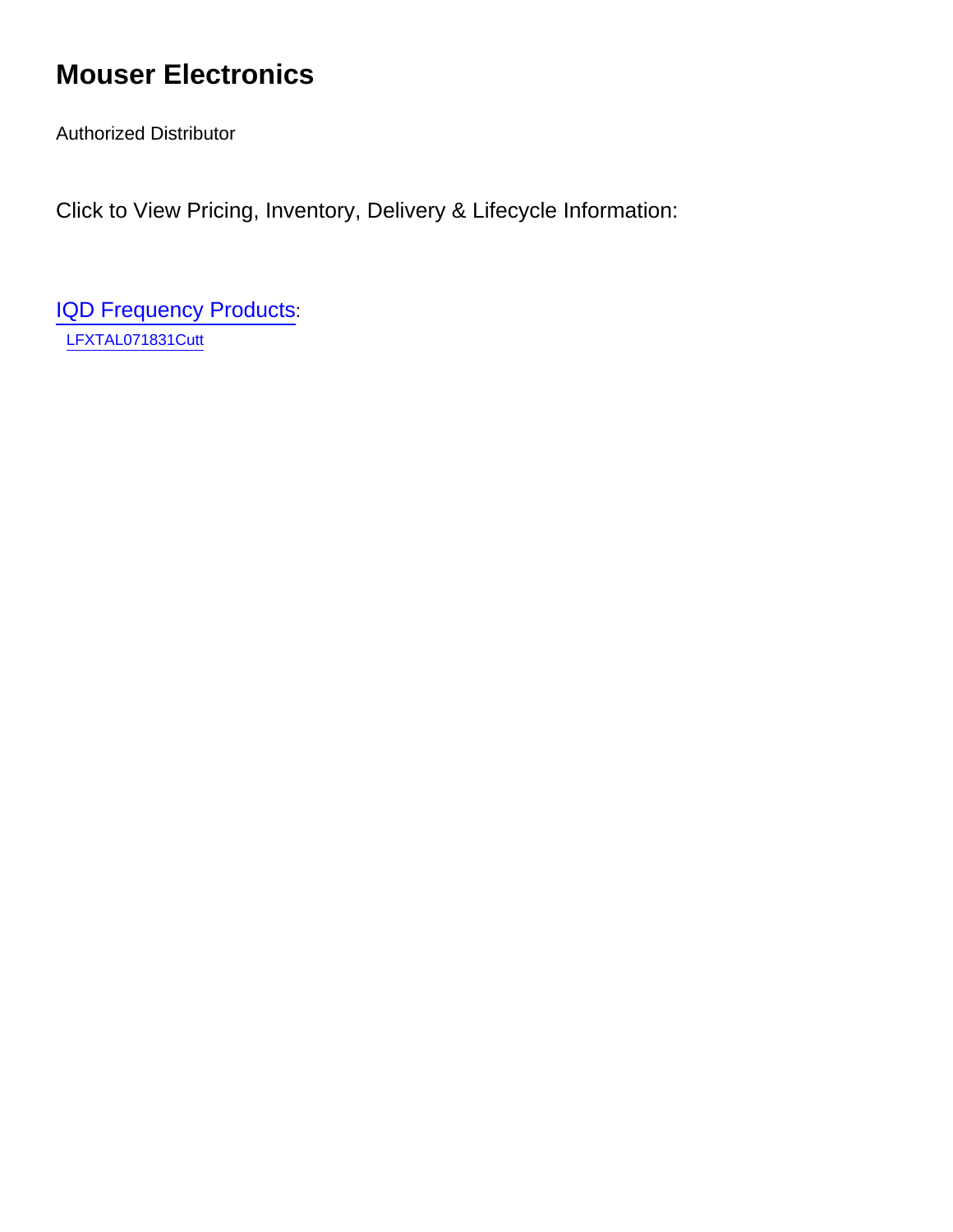# Mouser Electronics

Authorized Distributor

Click to View Pricing, Inventory, Delivery & Lifecycle Information:

IQD Frequency Products:

LFXTAL071831Cutt